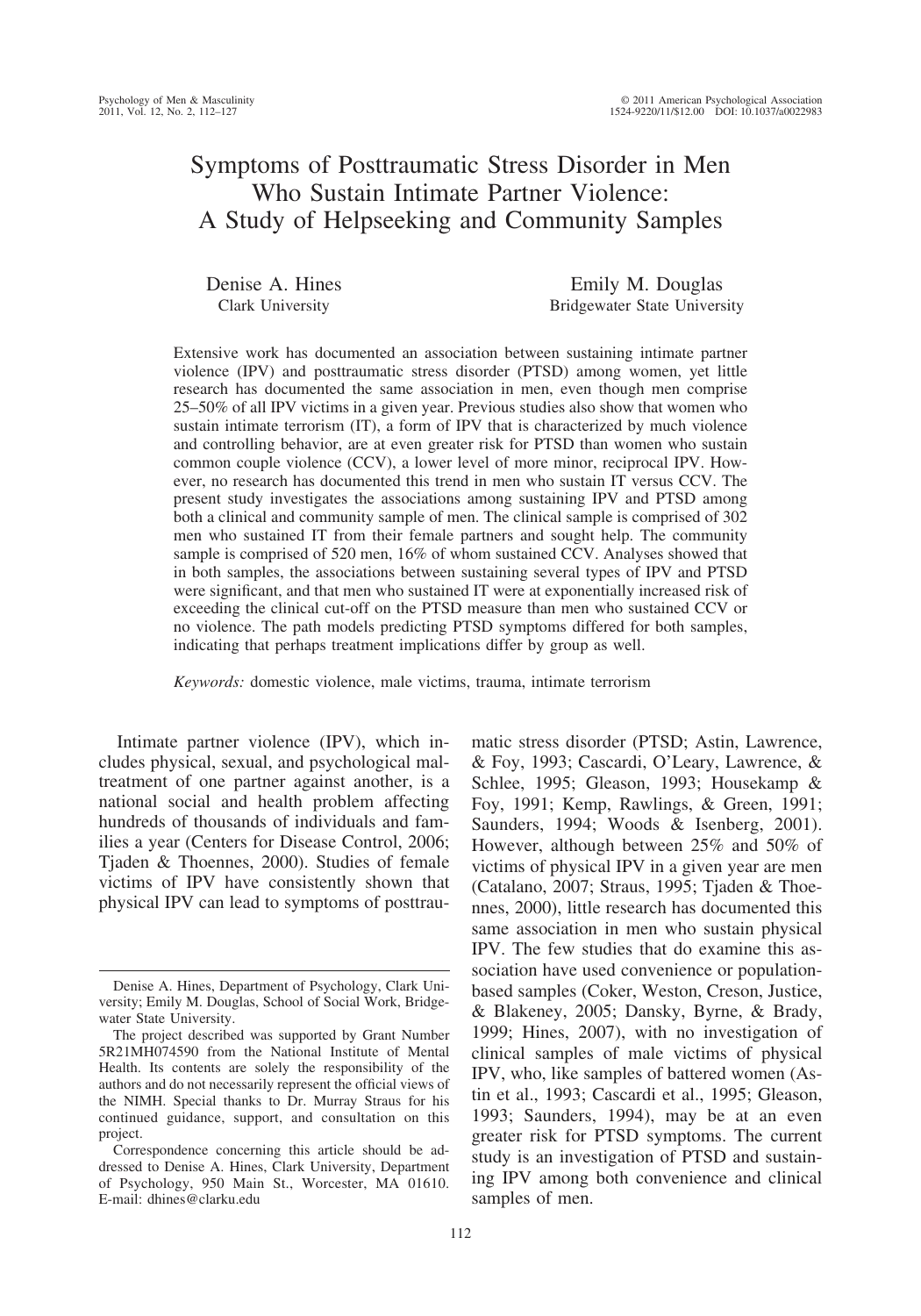# Symptoms of Posttraumatic Stress Disorder in Men Who Sustain Intimate Partner Violence: A Study of Helpseeking and Community Samples

Denise A. Hines
Clark University

Emily M. Douglas
Bridgewater State University

Extensive work has documented an association between sustaining intimate partner violence (IPV) and posttraumatic stress disorder (PTSD) among women, yet little research has documented the same association in men, even though men comprise 25–50% of all IPV victims in a given year. Previous studies also show that women who sustain intimate terrorism (IT), a form of IPV that is characterized by much violence and controlling behavior, are at even greater risk for PTSD than women who sustain common couple violence (CCV), a lower level of more minor, reciprocal IPV. However, no research has documented this trend in men who sustain IT versus CCV. The present study investigates the associations among sustaining IPV and PTSD among both a clinical and community sample of men. The clinical sample is comprised of 302 men who sustained IT from their female partners and sought help. The community sample is comprised of 520 men, 16% of whom sustained CCV. Analyses showed that in both samples, the associations between sustaining several types of IPV and PTSD were significant, and that men who sustained IT were at exponentially increased risk of exceeding the clinical cut-off on the PTSD measure than men who sustained CCV or no violence. The path models predicting PTSD symptoms differed for both samples, indicating that perhaps treatment implications differ by group as well.

*Keywords:* domestic violence, male victims, trauma, intimate terrorism

Intimate partner violence (IPV), which includes physical, sexual, and psychological maltreatment of one partner against another, is a national social and health problem affecting hundreds of thousands of individuals and families a year (Centers for Disease Control, 2006; Tjaden & Thoennes, 2000). Studies of female victims of IPV have consistently shown that physical IPV can lead to symptoms of posttraumatic stress disorder (PTSD; Astin, Lawrence, & Foy, 1993; Cascardi, O'Leary, Lawrence, & Schlee, 1995; Gleason, 1993; Housekamp & Foy, 1991; Kemp, Rawlings, & Green, 1991; Saunders, 1994; Woods & Isenberg, 2001). However, although between 25% and 50% of victims of physical IPV in a given year are men (Catalano, 2007; Straus, 1995; Tjaden & Thoennes, 2000), little research has documented this same association in men who sustain physical IPV. The few studies that do examine this association have used convenience or population-based samples (Coker, Weston, Creson, Justice, & Blakeney, 2005; Dansky, Byrne, & Brady, 1999; Hines, 2007), with no investigation of clinical samples of male victims of physical IPV, who, like samples of battered women (Astin et al., 1993; Cascardi et al., 1995; Gleason, 1993; Saunders, 1994), may be at an even greater risk for PTSD symptoms. The current study is an investigation of PTSD and sustaining IPV among both convenience and clinical samples of men.

---

Denise A. Hines, Department of Psychology, Clark University; Emily M. Douglas, School of Social Work, Bridgewater State University.

The project described was supported by Grant Number 5R21MH074590 from the National Institute of Mental Health. Its contents are solely the responsibility of the authors and do not necessarily represent the official views of the NIMH. Special thanks to Dr. Murray Straus for his continued guidance, support, and consultation on this project.

Correspondence concerning this article should be addressed to Denise A. Hines, Clark University, Department of Psychology, 950 Main St., Worcester, MA 01610. E-mail: dhines@clarku.edu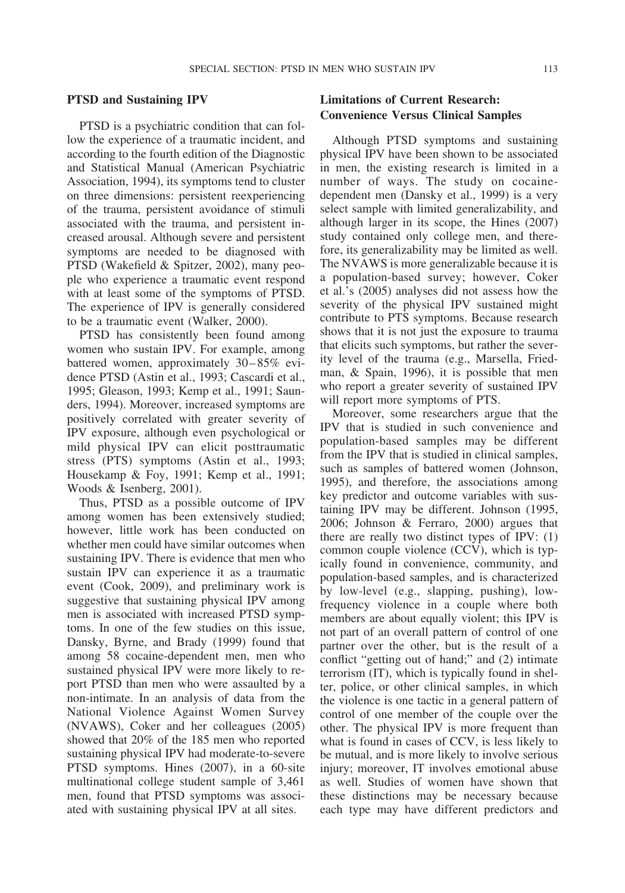## PTSD and Sustaining IPV

PTSD is a psychiatric condition that can follow the experience of a traumatic incident, and according to the fourth edition of the Diagnostic and Statistical Manual (American Psychiatric Association, 1994), its symptoms tend to cluster on three dimensions: persistent reexperiencing of the trauma, persistent avoidance of stimuli associated with the trauma, and persistent increased arousal. Although severe and persistent symptoms are needed to be diagnosed with PTSD (Wakefield & Spitzer, 2002), many people who experience a traumatic event respond with at least some of the symptoms of PTSD. The experience of IPV is generally considered to be a traumatic event (Walker, 2000).

PTSD has consistently been found among women who sustain IPV. For example, among battered women, approximately 30–85% evidence PTSD (Astin et al., 1993; Cascardi et al., 1995; Gleason, 1993; Kemp et al., 1991; Saunders, 1994). Moreover, increased symptoms are positively correlated with greater severity of IPV exposure, although even psychological or mild physical IPV can elicit posttraumatic stress (PTS) symptoms (Astin et al., 1993; Housekamp & Foy, 1991; Kemp et al., 1991; Woods & Isenberg, 2001).

Thus, PTSD as a possible outcome of IPV among women has been extensively studied; however, little work has been conducted on whether men could have similar outcomes when sustaining IPV. There is evidence that men who sustain IPV can experience it as a traumatic event (Cook, 2009), and preliminary work is suggestive that sustaining physical IPV among men is associated with increased PTSD symptoms. In one of the few studies on this issue, Dansky, Byrne, and Brady (1999) found that among 58 cocaine-dependent men, men who sustained physical IPV were more likely to report PTSD than men who were assaulted by a non-intimate. In an analysis of data from the National Violence Against Women Survey (NVAWS), Coker and her colleagues (2005) showed that 20% of the 185 men who reported sustaining physical IPV had moderate-to-severe PTSD symptoms. Hines (2007), in a 60-site multinational college student sample of 3,461 men, found that PTSD symptoms was associated with sustaining physical IPV at all sites.

## Limitations of Current Research: Convenience Versus Clinical Samples

Although PTSD symptoms and sustaining physical IPV have been shown to be associated in men, the existing research is limited in a number of ways. The study on cocaine-dependent men (Dansky et al., 1999) is a very select sample with limited generalizability, and although larger in its scope, the Hines (2007) study contained only college men, and therefore, its generalizability may be limited as well. The NVAWS is more generalizable because it is a population-based survey; however, Coker et al.'s (2005) analyses did not assess how the severity of the physical IPV sustained might contribute to PTS symptoms. Because research shows that it is not just the exposure to trauma that elicits such symptoms, but rather the severity level of the trauma (e.g., Marsella, Friedman, & Spain, 1996), it is possible that men who report a greater severity of sustained IPV will report more symptoms of PTS.

Moreover, some researchers argue that the IPV that is studied in such convenience and population-based samples may be different from the IPV that is studied in clinical samples, such as samples of battered women (Johnson, 1995), and therefore, the associations among key predictor and outcome variables with sustaining IPV may be different. Johnson (1995, 2006; Johnson & Ferraro, 2000) argues that there are really two distinct types of IPV: (1) common couple violence (CCV), which is typically found in convenience, community, and population-based samples, and is characterized by low-level (e.g., slapping, pushing), low-frequency violence in a couple where both members are about equally violent; this IPV is not part of an overall pattern of control of one partner over the other, but is the result of a conflict "getting out of hand;" and (2) intimate terrorism (IT), which is typically found in shelter, police, or other clinical samples, in which the violence is one tactic in a general pattern of control of one member of the couple over the other. The physical IPV is more frequent than what is found in cases of CCV, is less likely to be mutual, and is more likely to involve serious injury; moreover, IT involves emotional abuse as well. Studies of women have shown that these distinctions may be necessary because each type may have different predictors and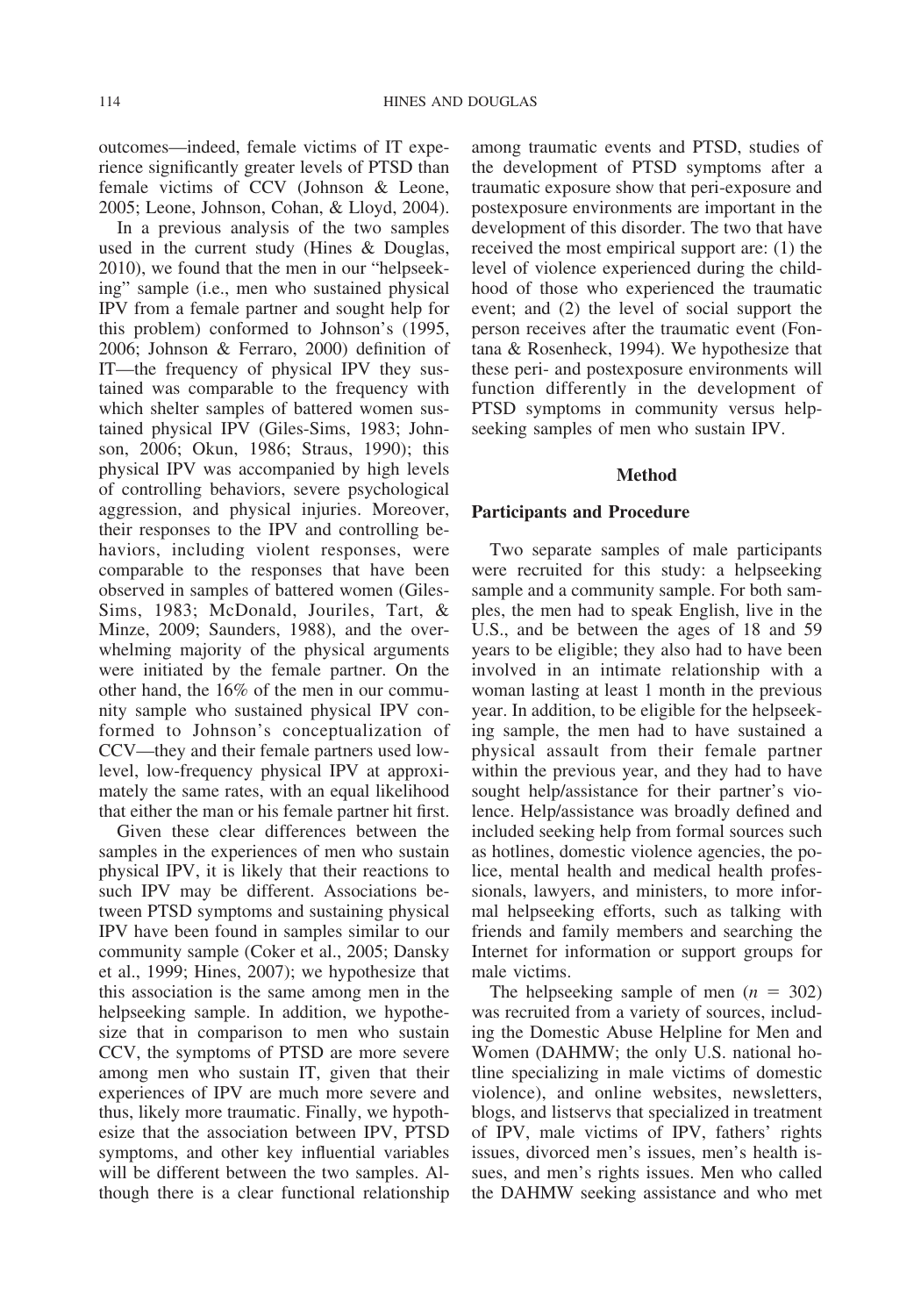outcomes—indeed, female victims of IT experience significantly greater levels of PTSD than female victims of CCV (Johnson & Leone, 2005; Leone, Johnson, Cohan, & Lloyd, 2004).

In a previous analysis of the two samples used in the current study (Hines & Douglas, 2010), we found that the men in our "helpseeking" sample (i.e., men who sustained physical IPV from a female partner and sought help for this problem) conformed to Johnson's (1995, 2006; Johnson & Ferraro, 2000) definition of IT—the frequency of physical IPV they sustained was comparable to the frequency with which shelter samples of battered women sustained physical IPV (Giles-Sims, 1983; Johnson, 2006; Okun, 1986; Straus, 1990); this physical IPV was accompanied by high levels of controlling behaviors, severe psychological aggression, and physical injuries. Moreover, their responses to the IPV and controlling behaviors, including violent responses, were comparable to the responses that have been observed in samples of battered women (Giles-Sims, 1983; McDonald, Jouriles, Tart, & Minze, 2009; Saunders, 1988), and the overwhelming majority of the physical arguments were initiated by the female partner. On the other hand, the 16% of the men in our community sample who sustained physical IPV conformed to Johnson's conceptualization of CCV—they and their female partners used low-level, low-frequency physical IPV at approximately the same rates, with an equal likelihood that either the man or his female partner hit first.

Given these clear differences between the samples in the experiences of men who sustain physical IPV, it is likely that their reactions to such IPV may be different. Associations between PTSD symptoms and sustaining physical IPV have been found in samples similar to our community sample (Coker et al., 2005; Dansky et al., 1999; Hines, 2007); we hypothesize that this association is the same among men in the helpseeking sample. In addition, we hypothesize that in comparison to men who sustain CCV, the symptoms of PTSD are more severe among men who sustain IT, given that their experiences of IPV are much more severe and thus, likely more traumatic. Finally, we hypothesize that the association between IPV, PTSD symptoms, and other key influential variables will be different between the two samples. Although there is a clear functional relationship among traumatic events and PTSD, studies of the development of PTSD symptoms after a traumatic exposure show that peri-exposure and postexposure environments are important in the development of this disorder. The two that have received the most empirical support are: (1) the level of violence experienced during the childhood of those who experienced the traumatic event; and (2) the level of social support the person receives after the traumatic event (Fontana & Rosenheck, 1994). We hypothesize that these peri- and postexposure environments will function differently in the development of PTSD symptoms in community versus helpseeking samples of men who sustain IPV.

## Method

### Participants and Procedure

Two separate samples of male participants were recruited for this study: a helpseeking sample and a community sample. For both samples, the men had to speak English, live in the U.S., and be between the ages of 18 and 59 years to be eligible; they also had to have been involved in an intimate relationship with a woman lasting at least 1 month in the previous year. In addition, to be eligible for the helpseeking sample, the men had to have sustained a physical assault from their female partner within the previous year, and they had to have sought help/assistance for their partner's violence. Help/assistance was broadly defined and included seeking help from formal sources such as hotlines, domestic violence agencies, the police, mental health and medical health professionals, lawyers, and ministers, to more informal helpseeking efforts, such as talking with friends and family members and searching the Internet for information or support groups for male victims.

The helpseeking sample of men ($n = 302$) was recruited from a variety of sources, including the Domestic Abuse Helpline for Men and Women (DAHMW; the only U.S. national hotline specializing in male victims of domestic violence), and online websites, newsletters, blogs, and listservs that specialized in treatment of IPV, male victims of IPV, fathers' rights issues, divorced men's issues, men's health issues, and men's rights issues. Men who called the DAHMW seeking assistance and who met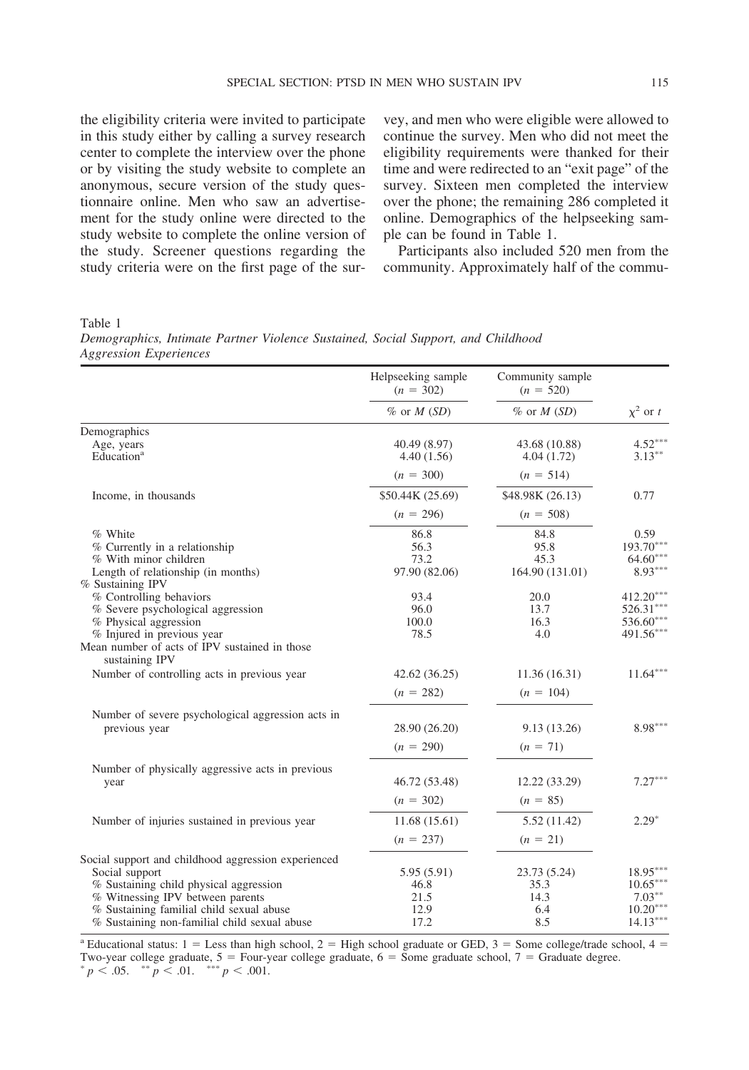the eligibility criteria were invited to participate in this study either by calling a survey research center to complete the interview over the phone or by visiting the study website to complete an anonymous, secure version of the study questionnaire online. Men who saw an advertisement for the study online were directed to the study website to complete the online version of the study. Screener questions regarding the study criteria were on the first page of the survey, and men who were eligible were allowed to continue the survey. Men who did not meet the eligibility requirements were thanked for their time and were redirected to an "exit page" of the survey. Sixteen men completed the interview over the phone; the remaining 286 completed it online. Demographics of the helpseeking sample can be found in Table 1.

Participants also included 520 men from the community. Approximately half of the commu-

Table 1

*Demographics, Intimate Partner Violence Sustained, Social Support, and Childhood Aggression Experiences*

| | Helpseeking sample ($n$ = 302) | Community sample ($n$ = 520) | |
|---|---|---|---|
| | % or $M$ ($SD$) | % or $M$ ($SD$) | $\chi^2$ or $t$ |
| Demographics | | | |
| Age, years | 40.49 (8.97) | 43.68 (10.88) | 4.52*** |
| Education[a] | 4.40 (1.56) | 4.04 (1.72) | 3.13** |
| | ($n$ = 300) | ($n$ = 514) | |
| Income, in thousands | $50.44K (25.69) | $48.98K (26.13) | 0.77 |
| | ($n$ = 296) | ($n$ = 508) | |
| % White | 86.8 | 84.8 | 0.59 |
| % Currently in a relationship | 56.3 | 95.8 | 193.70*** |
| % With minor children | 73.2 | 45.3 | 64.60*** |
| Length of relationship (in months) | 97.90 (82.06) | 164.90 (131.01) | 8.93*** |
| % Sustaining IPV | | | |
| % Controlling behaviors | 93.4 | 20.0 | 412.20*** |
| % Severe psychological aggression | 96.0 | 13.7 | 526.31*** |
| % Physical aggression | 100.0 | 16.3 | 536.60*** |
| % Injured in previous year | 78.5 | 4.0 | 491.56*** |
| Mean number of acts of IPV sustained in those sustaining IPV | | | |
| Number of controlling acts in previous year | 42.62 (36.25) | 11.36 (16.31) | 11.64*** |
| | ($n$ = 282) | ($n$ = 104) | |
| Number of severe psychological aggression acts in previous year | 28.90 (26.20) | 9.13 (13.26) | 8.98*** |
| | ($n$ = 290) | ($n$ = 71) | |
| Number of physically aggressive acts in previous year | 46.72 (53.48) | 12.22 (33.29) | 7.27*** |
| | ($n$ = 302) | ($n$ = 85) | |
| Number of injuries sustained in previous year | 11.68 (15.61) | 5.52 (11.42) | 2.29* |
| | ($n$ = 237) | ($n$ = 21) | |
| Social support and childhood aggression experienced | | | |
| Social support | 5.95 (5.91) | 23.73 (5.24) | 18.95*** |
| % Sustaining child physical aggression | 46.8 | 35.3 | 10.65*** |
| % Witnessing IPV between parents | 21.5 | 14.3 | 7.03** |
| % Sustaining familial child sexual abuse | 12.9 | 6.4 | 10.20*** |
| % Sustaining non-familial child sexual abuse | 17.2 | 8.5 | 14.13*** |

[a] Educational status: 1 = Less than high school, 2 = High school graduate or GED, 3 = Some college/trade school, 4 = Two-year college graduate, 5 = Four-year college graduate, 6 = Some graduate school, 7 = Graduate degree.
* $p < .05$. ** $p < .01$. *** $p < .001$.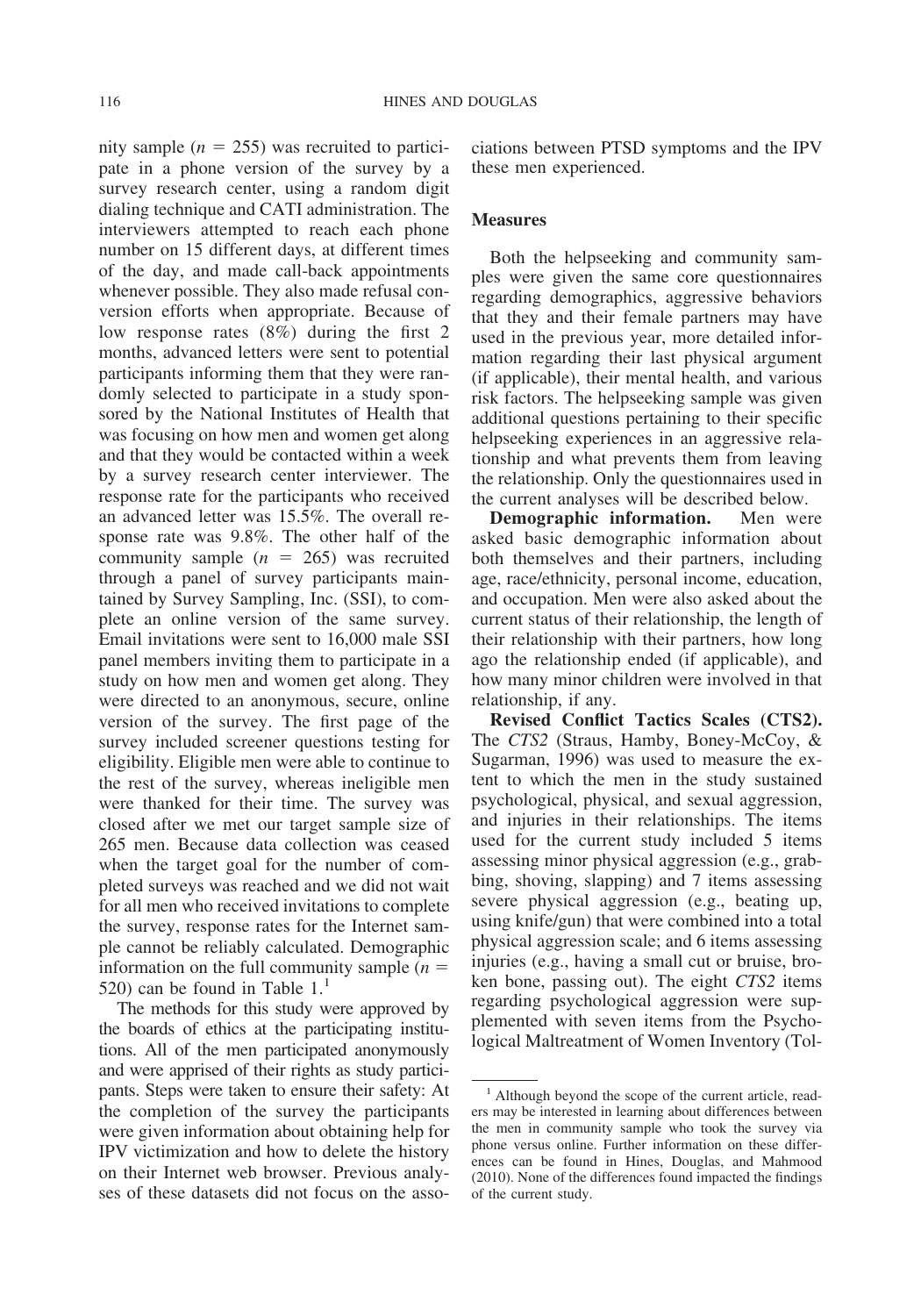nity sample ($n$ = 255) was recruited to participate in a phone version of the survey by a survey research center, using a random digit dialing technique and CATI administration. The interviewers attempted to reach each phone number on 15 different days, at different times of the day, and made call-back appointments whenever possible. They also made refusal conversion efforts when appropriate. Because of low response rates (8%) during the first 2 months, advanced letters were sent to potential participants informing them that they were randomly selected to participate in a study sponsored by the National Institutes of Health that was focusing on how men and women get along and that they would be contacted within a week by a survey research center interviewer. The response rate for the participants who received an advanced letter was 15.5%. The overall response rate was 9.8%. The other half of the community sample ($n$ = 265) was recruited through a panel of survey participants maintained by Survey Sampling, Inc. (SSI), to complete an online version of the same survey. Email invitations were sent to 16,000 male SSI panel members inviting them to participate in a study on how men and women get along. They were directed to an anonymous, secure, online version of the survey. The first page of the survey included screener questions testing for eligibility. Eligible men were able to continue to the rest of the survey, whereas ineligible men were thanked for their time. The survey was closed after we met our target sample size of 265 men. Because data collection was ceased when the target goal for the number of completed surveys was reached and we did not wait for all men who received invitations to complete the survey, response rates for the Internet sample cannot be reliably calculated. Demographic information on the full community sample ($n$ = 520) can be found in Table 1.[1]

The methods for this study were approved by the boards of ethics at the participating institutions. All of the men participated anonymously and were apprised of their rights as study participants. Steps were taken to ensure their safety: At the completion of the survey the participants were given information about obtaining help for IPV victimization and how to delete the history on their Internet web browser. Previous analyses of these datasets did not focus on the associations between PTSD symptoms and the IPV these men experienced.

## Measures

Both the helpseeking and community samples were given the same core questionnaires regarding demographics, aggressive behaviors that they and their female partners may have used in the previous year, more detailed information regarding their last physical argument (if applicable), their mental health, and various risk factors. The helpseeking sample was given additional questions pertaining to their specific helpseeking experiences in an aggressive relationship and what prevents them from leaving the relationship. Only the questionnaires used in the current analyses will be described below.

**Demographic information.** Men were asked basic demographic information about both themselves and their partners, including age, race/ethnicity, personal income, education, and occupation. Men were also asked about the current status of their relationship, the length of their relationship with their partners, how long ago the relationship ended (if applicable), and how many minor children were involved in that relationship, if any.

**Revised Conflict Tactics Scales (CTS2).** The *CTS2* (Straus, Hamby, Boney-McCoy, & Sugarman, 1996) was used to measure the extent to which the men in the study sustained psychological, physical, and sexual aggression, and injuries in their relationships. The items used for the current study included 5 items assessing minor physical aggression (e.g., grabbing, shoving, slapping) and 7 items assessing severe physical aggression (e.g., beating up, using knife/gun) that were combined into a total physical aggression scale; and 6 items assessing injuries (e.g., having a small cut or bruise, broken bone, passing out). The eight *CTS2* items regarding psychological aggression were supplemented with seven items from the Psychological Maltreatment of Women Inventory (Tol-

---

[1] Although beyond the scope of the current article, readers may be interested in learning about differences between the men in community sample who took the survey via phone versus online. Further information on these differences can be found in Hines, Douglas, and Mahmood (2010). None of the differences found impacted the findings of the current study.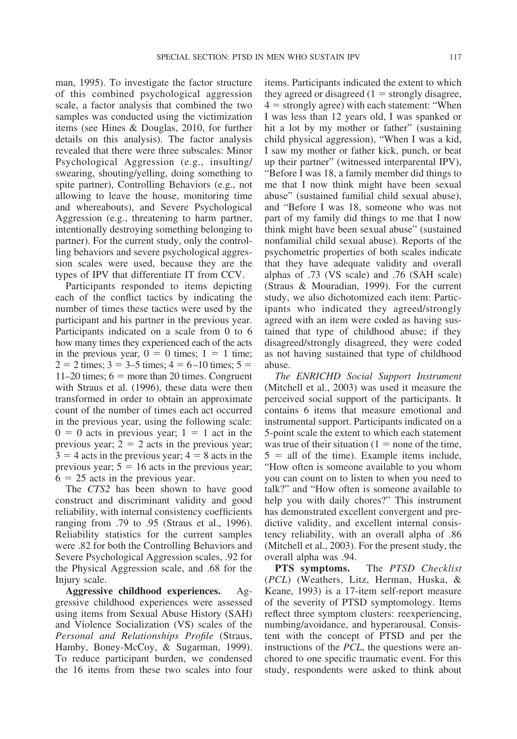man, 1995). To investigate the factor structure of this combined psychological aggression scale, a factor analysis that combined the two samples was conducted using the victimization items (see Hines & Douglas, 2010, for further details on this analysis). The factor analysis revealed that there were three subscales: Minor Psychological Aggression (e.g., insulting/swearing, shouting/yelling, doing something to spite partner), Controlling Behaviors (e.g., not allowing to leave the house, monitoring time and whereabouts), and Severe Psychological Aggression (e.g., threatening to harm partner, intentionally destroying something belonging to partner). For the current study, only the controlling behaviors and severe psychological aggression scales were used, because they are the types of IPV that differentiate IT from CCV.

Participants responded to items depicting each of the conflict tactics by indicating the number of times these tactics were used by the participant and his partner in the previous year. Participants indicated on a scale from 0 to 6 how many times they experienced each of the acts in the previous year, 0 = 0 times; 1 = 1 time; 2 = 2 times; 3 = 3–5 times; 4 = 6–10 times; 5 = 11–20 times; 6 = more than 20 times. Congruent with Straus et al. (1996), these data were then transformed in order to obtain an approximate count of the number of times each act occurred in the previous year, using the following scale: 0 = 0 acts in previous year; 1 = 1 act in the previous year; 2 = 2 acts in the previous year; 3 = 4 acts in the previous year; 4 = 8 acts in the previous year; 5 = 16 acts in the previous year; 6 = 25 acts in the previous year.

The *CTS2* has been shown to have good construct and discriminant validity and good reliability, with internal consistency coefficients ranging from .79 to .95 (Straus et al., 1996). Reliability statistics for the current samples were .82 for both the Controlling Behaviors and Severe Psychological Aggression scales, .92 for the Physical Aggression scale, and .68 for the Injury scale.

**Aggressive childhood experiences.** Aggressive childhood experiences were assessed using items from Sexual Abuse History (SAH) and Violence Socialization (VS) scales of the *Personal and Relationships Profile* (Straus, Hamby, Boney-McCoy, & Sugarman, 1999). To reduce participant burden, we condensed the 16 items from these two scales into four items. Participants indicated the extent to which they agreed or disagreed (1 = strongly disagree, 4 = strongly agree) with each statement: "When I was less than 12 years old, I was spanked or hit a lot by my mother or father" (sustaining child physical aggression), "When I was a kid, I saw my mother or father kick, punch, or beat up their partner" (witnessed interparental IPV), "Before I was 18, a family member did things to me that I now think might have been sexual abuse" (sustained familial child sexual abuse), and "Before I was 18, someone who was not part of my family did things to me that I now think might have been sexual abuse" (sustained nonfamilial child sexual abuse). Reports of the psychometric properties of both scales indicate that they have adequate validity and overall alphas of .73 (VS scale) and .76 (SAH scale) (Straus & Mouradian, 1999). For the current study, we also dichotomized each item: Participants who indicated they agreed/strongly agreed with an item were coded as having sustained that type of childhood abuse; if they disagreed/strongly disagreed, they were coded as not having sustained that type of childhood abuse.

*The ENRICHD Social Support Instrument* (Mitchell et al., 2003) was used it measure the perceived social support of the participants. It contains 6 items that measure emotional and instrumental support. Participants indicated on a 5-point scale the extent to which each statement was true of their situation (1 = none of the time, 5 = all of the time). Example items include, "How often is someone available to you whom you can count on to listen to when you need to talk?" and "How often is someone available to help you with daily chores?" This instrument has demonstrated excellent convergent and predictive validity, and excellent internal consistency reliability, with an overall alpha of .86 (Mitchell et al., 2003). For the present study, the overall alpha was .94.

**PTS symptoms.** The *PTSD Checklist* (*PCL*) (Weathers, Litz, Herman, Huska, & Keane, 1993) is a 17-item self-report measure of the severity of PTSD symptomology. Items reflect three symptom clusters: reexperiencing, numbing/avoidance, and hyperarousal. Consistent with the concept of PTSD and per the instructions of the *PCL*, the questions were anchored to one specific traumatic event. For this study, respondents were asked to think about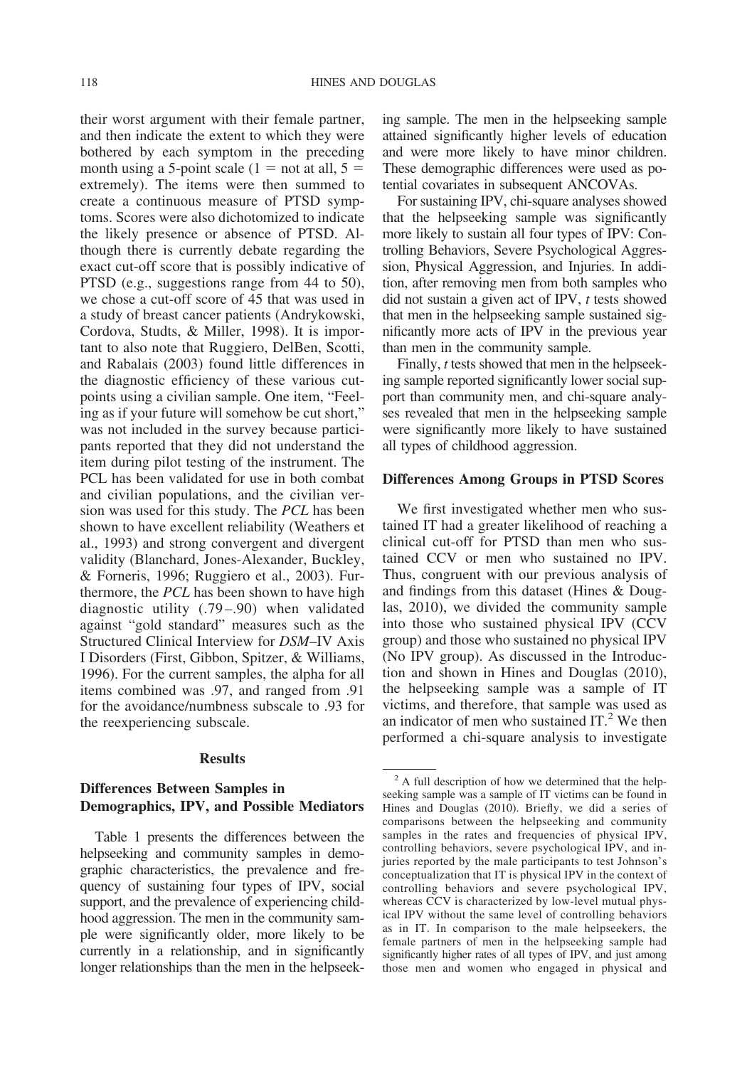their worst argument with their female partner, and then indicate the extent to which they were bothered by each symptom in the preceding month using a 5-point scale (1 = not at all, 5 = extremely). The items were then summed to create a continuous measure of PTSD symptoms. Scores were also dichotomized to indicate the likely presence or absence of PTSD. Although there is currently debate regarding the exact cut-off score that is possibly indicative of PTSD (e.g., suggestions range from 44 to 50), we chose a cut-off score of 45 that was used in a study of breast cancer patients (Andrykowski, Cordova, Studts, & Miller, 1998). It is important to also note that Ruggiero, DelBen, Scotti, and Rabalais (2003) found little differences in the diagnostic efficiency of these various cutpoints using a civilian sample. One item, "Feeling as if your future will somehow be cut short," was not included in the survey because participants reported that they did not understand the item during pilot testing of the instrument. The PCL has been validated for use in both combat and civilian populations, and the civilian version was used for this study. The *PCL* has been shown to have excellent reliability (Weathers et al., 1993) and strong convergent and divergent validity (Blanchard, Jones-Alexander, Buckley, & Forneris, 1996; Ruggiero et al., 2003). Furthermore, the *PCL* has been shown to have high diagnostic utility (.79–.90) when validated against "gold standard" measures such as the Structured Clinical Interview for *DSM*–IV Axis I Disorders (First, Gibbon, Spitzer, & Williams, 1996). For the current samples, the alpha for all items combined was .97, and ranged from .91 for the avoidance/numbness subscale to .93 for the reexperiencing subscale.

## Results

### Differences Between Samples in Demographics, IPV, and Possible Mediators

Table 1 presents the differences between the helpseeking and community samples in demographic characteristics, the prevalence and frequency of sustaining four types of IPV, social support, and the prevalence of experiencing childhood aggression. The men in the community sample were significantly older, more likely to be currently in a relationship, and in significantly longer relationships than the men in the helpseeking sample. The men in the helpseeking sample attained significantly higher levels of education and were more likely to have minor children. These demographic differences were used as potential covariates in subsequent ANCOVAs.

For sustaining IPV, chi-square analyses showed that the helpseeking sample was significantly more likely to sustain all four types of IPV: Controlling Behaviors, Severe Psychological Aggression, Physical Aggression, and Injuries. In addition, after removing men from both samples who did not sustain a given act of IPV, *t* tests showed that men in the helpseeking sample sustained significantly more acts of IPV in the previous year than men in the community sample.

Finally, *t* tests showed that men in the helpseeking sample reported significantly lower social support than community men, and chi-square analyses revealed that men in the helpseeking sample were significantly more likely to have sustained all types of childhood aggression.

### Differences Among Groups in PTSD Scores

We first investigated whether men who sustained IT had a greater likelihood of reaching a clinical cut-off for PTSD than men who sustained CCV or men who sustained no IPV. Thus, congruent with our previous analysis of and findings from this dataset (Hines & Douglas, 2010), we divided the community sample into those who sustained physical IPV (CCV group) and those who sustained no physical IPV (No IPV group). As discussed in the Introduction and shown in Hines and Douglas (2010), the helpseeking sample was a sample of IT victims, and therefore, that sample was used as an indicator of men who sustained IT.[2] We then performed a chi-square analysis to investigate

[2] A full description of how we determined that the helpseeking sample was a sample of IT victims can be found in Hines and Douglas (2010). Briefly, we did a series of comparisons between the helpseeking and community samples in the rates and frequencies of physical IPV, controlling behaviors, severe psychological IPV, and injuries reported by the male participants to test Johnson's conceptualization that IT is physical IPV in the context of controlling behaviors and severe psychological IPV, whereas CCV is characterized by low-level mutual physical IPV without the same level of controlling behaviors as in IT. In comparison to the male helpseekers, the female partners of men in the helpseeking sample had significantly higher rates of all types of IPV, and just among those men and women who engaged in physical and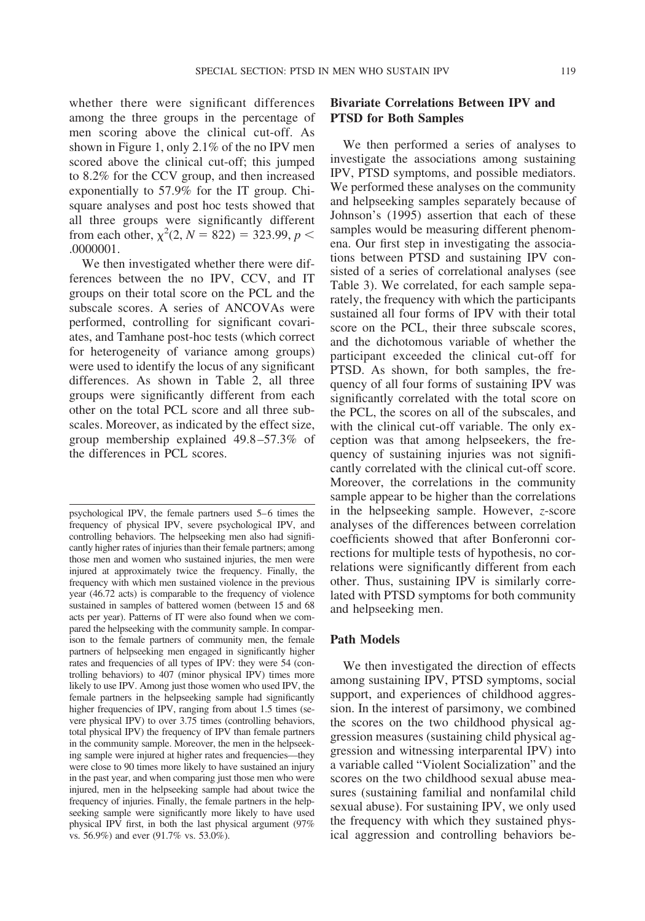whether there were significant differences among the three groups in the percentage of men scoring above the clinical cut-off. As shown in Figure 1, only 2.1% of the no IPV men scored above the clinical cut-off; this jumped to 8.2% for the CCV group, and then increased exponentially to 57.9% for the IT group. Chi-square analyses and post hoc tests showed that all three groups were significantly different from each other, $\chi^2(2, N = 822) = 323.99$, $p < .0000001$.

We then investigated whether there were differences between the no IPV, CCV, and IT groups on their total score on the PCL and the subscale scores. A series of ANCOVAs were performed, controlling for significant covariates, and Tamhane post-hoc tests (which correct for heterogeneity of variance among groups) were used to identify the locus of any significant differences. As shown in Table 2, all three groups were significantly different from each other on the total PCL score and all three subscales. Moreover, as indicated by the effect size, group membership explained 49.8–57.3% of the differences in PCL scores.

## Bivariate Correlations Between IPV and PTSD for Both Samples

We then performed a series of analyses to investigate the associations among sustaining IPV, PTSD symptoms, and possible mediators. We performed these analyses on the community and helpseeking samples separately because of Johnson's (1995) assertion that each of these samples would be measuring different phenomena. Our first step in investigating the associations between PTSD and sustaining IPV consisted of a series of correlational analyses (see Table 3). We correlated, for each sample separately, the frequency with which the participants sustained all four forms of IPV with their total score on the PCL, their three subscale scores, and the dichotomous variable of whether the participant exceeded the clinical cut-off for PTSD. As shown, for both samples, the frequency of all four forms of sustaining IPV was significantly correlated with the total score on the PCL, the scores on all of the subscales, and with the clinical cut-off variable. The only exception was that among helpseekers, the frequency of sustaining injuries was not significantly correlated with the clinical cut-off score. Moreover, the correlations in the community sample appear to be higher than the correlations in the helpseeking sample. However, *z*-score analyses of the differences between correlation coefficients showed that after Bonferonni corrections for multiple tests of hypothesis, no correlations were significantly different from each other. Thus, sustaining IPV is similarly correlated with PTSD symptoms for both community and helpseeking men.

## Path Models

We then investigated the direction of effects among sustaining IPV, PTSD symptoms, social support, and experiences of childhood aggression. In the interest of parsimony, we combined the scores on the two childhood physical aggression measures (sustaining child physical aggression and witnessing interparental IPV) into a variable called "Violent Socialization" and the scores on the two childhood sexual abuse measures (sustaining familial and nonfamilal child sexual abuse). For sustaining IPV, we only used the frequency with which they sustained physical aggression and controlling behaviors be-

psychological IPV, the female partners used 5–6 times the frequency of physical IPV, severe psychological IPV, and controlling behaviors. The helpseeking men also had significantly higher rates of injuries than their female partners; among those men and women who sustained injuries, the men were injured at approximately twice the frequency. Finally, the frequency with which men sustained violence in the previous year (46.72 acts) is comparable to the frequency of violence sustained in samples of battered women (between 15 and 68 acts per year). Patterns of IT were also found when we compared the helpseeking with the community sample. In comparison to the female partners of community men, the female partners of helpseeking men engaged in significantly higher rates and frequencies of all types of IPV: they were 54 (controlling behaviors) to 407 (minor physical IPV) times more likely to use IPV. Among just those women who used IPV, the female partners in the helpseeking sample had significantly higher frequencies of IPV, ranging from about 1.5 times (severe physical IPV) to over 3.75 times (controlling behaviors, total physical IPV) the frequency of IPV than female partners in the community sample. Moreover, the men in the helpseeking sample were injured at higher rates and frequencies—they were close to 90 times more likely to have sustained an injury in the past year, and when comparing just those men who were injured, men in the helpseeking sample had about twice the frequency of injuries. Finally, the female partners in the helpseeking sample were significantly more likely to have used physical IPV first, in both the last physical argument (97% vs. 56.9%) and ever (91.7% vs. 53.0%).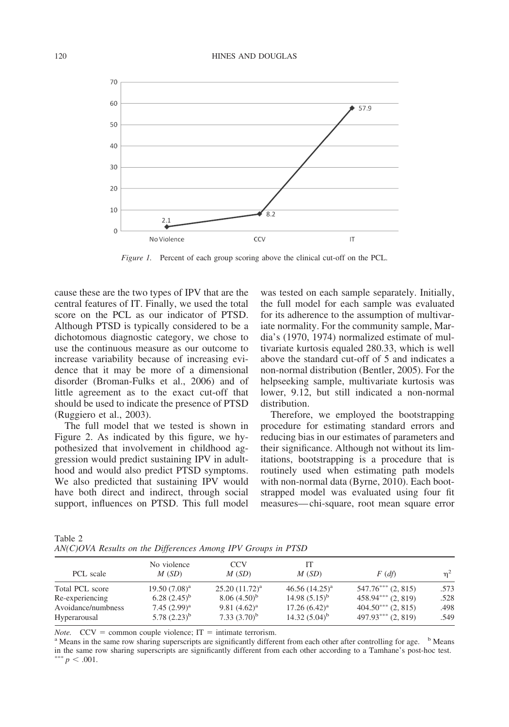*Figure 1.* Percent of each group scoring above the clinical cut-off on the PCL.

cause these are the two types of IPV that are the central features of IT. Finally, we used the total score on the PCL as our indicator of PTSD. Although PTSD is typically considered to be a dichotomous diagnostic category, we chose to use the continuous measure as our outcome to increase variability because of increasing evidence that it may be more of a dimensional disorder (Broman-Fulks et al., 2006) and of little agreement as to the exact cut-off that should be used to indicate the presence of PTSD (Ruggiero et al., 2003).

The full model that we tested is shown in Figure 2. As indicated by this figure, we hypothesized that involvement in childhood aggression would predict sustaining IPV in adulthood and would also predict PTSD symptoms. We also predicted that sustaining IPV would have both direct and indirect, through social support, influences on PTSD. This full model was tested on each sample separately. Initially, the full model for each sample was evaluated for its adherence to the assumption of multivariate normality. For the community sample, Mardia's (1970, 1974) normalized estimate of multivariate kurtosis equaled 280.33, which is well above the standard cut-off of 5 and indicates a non-normal distribution (Bentler, 2005). For the helpseeking sample, multivariate kurtosis was lower, 9.12, but still indicated a non-normal distribution.

Therefore, we employed the bootstrapping procedure for estimating standard errors and reducing bias in our estimates of parameters and their significance. Although not without its limitations, bootstrapping is a procedure that is routinely used when estimating path models with non-normal data (Byrne, 2010). Each bootstrapped model was evaluated using four fit measures—chi-square, root mean square error

Table 2
*AN(C)OVA Results on the Differences Among IPV Groups in PTSD*

| PCL scale | No violence $M$ ($SD$) | CCV $M$ ($SD$) | IT $M$ ($SD$) | $F$ ($df$) | $\eta^2$ |
|---|---|---|---|---|---|
| Total PCL score | 19.50 (7.08)[a] | 25.20 (11.72)[a] | 46.56 (14.25)[a] | 547.76*** (2, 815) | .573 |
| Re-experiencing | 6.28 (2.45)[b] | 8.06 (4.50)[b] | 14.98 (5.15)[b] | 458.94*** (2, 819) | .528 |
| Avoidance/numbness | 7.45 (2.99)[a] | 9.81 (4.62)[a] | 17.26 (6.42)[a] | 404.50*** (2, 815) | .498 |
| Hyperarousal | 5.78 (2.23)[b] | 7.33 (3.70)[b] | 14.32 (5.04)[b] | 497.93*** (2, 819) | .549 |

*Note.* CCV = common couple violence; IT = intimate terrorism.
[a] Means in the same row sharing superscripts are significantly different from each other after controlling for age. [b] Means in the same row sharing superscripts are significantly different from each other according to a Tamhane's post-hoc test.
*** $p < .001$.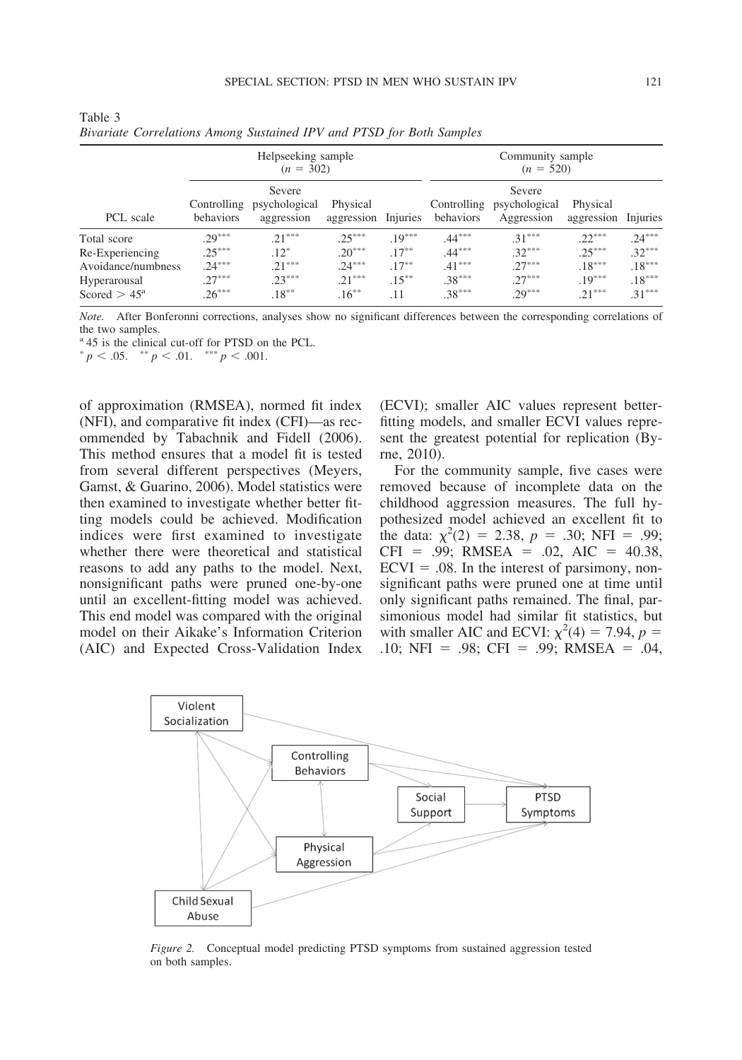Table 3
*Bivariate Correlations Among Sustained IPV and PTSD for Both Samples*

| PCL scale | Helpseeking sample ($n$ = 302) Controlling behaviors | Severe psychological aggression | Physical aggression | Injuries | Community sample ($n$ = 520) Controlling behaviors | Severe psychological Aggression | Physical aggression | Injuries |
|---|---|---|---|---|---|---|---|---|
| Total score | .29*** | .21*** | .25*** | .19*** | .44*** | .31*** | .22*** | .24*** |
| Re-Experiencing | .25*** | .12* | .20*** | .17** | .44*** | .32*** | .25*** | .32*** |
| Avoidance/numbness | .24*** | .21*** | .24*** | .17** | .41*** | .27*** | .18*** | .18*** |
| Hyperarousal | .27*** | .23*** | .21*** | .15** | .38*** | .27*** | .19*** | .18*** |
| Scored > 45[a] | .26*** | .18** | .16** | .11 | .38*** | .29*** | .21*** | .31*** |

*Note.* After Bonferonni corrections, analyses show no significant differences between the corresponding correlations of the two samples.
[a] 45 is the clinical cut-off for PTSD on the PCL.
* $p < .05$. ** $p < .01$. *** $p < .001$.

of approximation (RMSEA), normed fit index (NFI), and comparative fit index (CFI)—as recommended by Tabachnik and Fidell (2006). This method ensures that a model fit is tested from several different perspectives (Meyers, Gamst, & Guarino, 2006). Model statistics were then examined to investigate whether better fitting models could be achieved. Modification indices were first examined to investigate whether there were theoretical and statistical reasons to add any paths to the model. Next, nonsignificant paths were pruned one-by-one until an excellent-fitting model was achieved. This end model was compared with the original model on their Aikake's Information Criterion (AIC) and Expected Cross-Validation Index (ECVI); smaller AIC values represent better-fitting models, and smaller ECVI values represent the greatest potential for replication (Byrne, 2010).

For the community sample, five cases were removed because of incomplete data on the childhood aggression measures. The full hypothesized model achieved an excellent fit to the data: $\chi^2(2) = 2.38$, $p = .30$; NFI = .99; CFI = .99; RMSEA = .02, AIC = 40.38, ECVI = .08. In the interest of parsimony, nonsignificant paths were pruned one at time until only significant paths remained. The final, parsimonious model had similar fit statistics, but with smaller AIC and ECVI: $\chi^2(4) = 7.94$, $p = .10$; NFI = .98; CFI = .99; RMSEA = .04,

*Figure 2.* Conceptual model predicting PTSD symptoms from sustained aggression tested on both samples.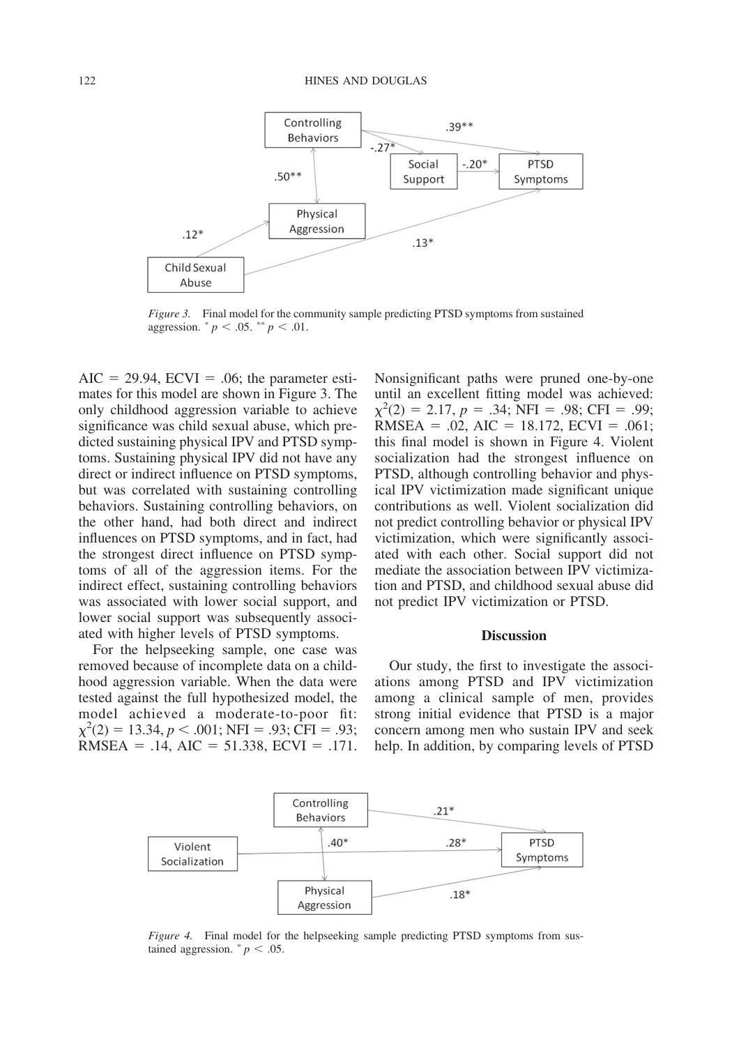*Figure 3.* Final model for the community sample predicting PTSD symptoms from sustained aggression. $^{*}p < .05$. $^{**}p < .01$.

AIC = 29.94, ECVI = .06; the parameter estimates for this model are shown in Figure 3. The only childhood aggression variable to achieve significance was child sexual abuse, which predicted sustaining physical IPV and PTSD symptoms. Sustaining physical IPV did not have any direct or indirect influence on PTSD symptoms, but was correlated with sustaining controlling behaviors. Sustaining controlling behaviors, on the other hand, had both direct and indirect influences on PTSD symptoms, and in fact, had the strongest direct influence on PTSD symptoms of all of the aggression items. For the indirect effect, sustaining controlling behaviors was associated with lower social support, and lower social support was subsequently associated with higher levels of PTSD symptoms.

For the helpseeking sample, one case was removed because of incomplete data on a childhood aggression variable. When the data were tested against the full hypothesized model, the model achieved a moderate-to-poor fit: $\chi^2(2) = 13.34$, $p < .001$; NFI = .93; CFI = .93; RMSEA = .14, AIC = 51.338, ECVI = .171. Nonsignificant paths were pruned one-by-one until an excellent fitting model was achieved: $\chi^2(2) = 2.17$, $p = .34$; NFI = .98; CFI = .99; RMSEA = .02, AIC = 18.172, ECVI = .061; this final model is shown in Figure 4. Violent socialization had the strongest influence on PTSD, although controlling behavior and physical IPV victimization made significant unique contributions as well. Violent socialization did not predict controlling behavior or physical IPV victimization, which were significantly associated with each other. Social support did not mediate the association between IPV victimization and PTSD, and childhood sexual abuse did not predict IPV victimization or PTSD.

## Discussion

Our study, the first to investigate the associations among PTSD and IPV victimization among a clinical sample of men, provides strong initial evidence that PTSD is a major concern among men who sustain IPV and seek help. In addition, by comparing levels of PTSD

*Figure 4.* Final model for the helpseeking sample predicting PTSD symptoms from sustained aggression. $^{*}p < .05$.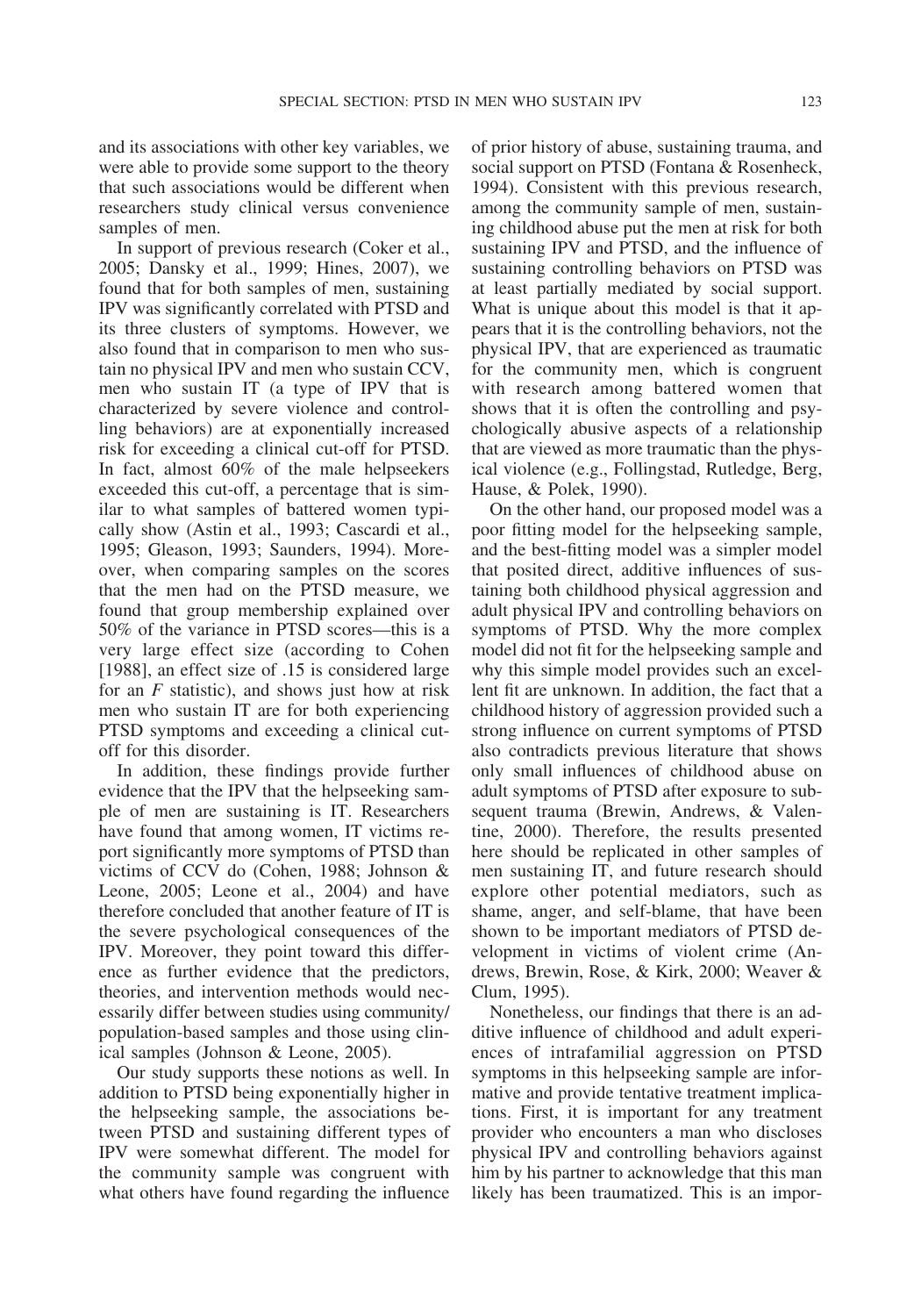and its associations with other key variables, we were able to provide some support to the theory that such associations would be different when researchers study clinical versus convenience samples of men.

In support of previous research (Coker et al., 2005; Dansky et al., 1999; Hines, 2007), we found that for both samples of men, sustaining IPV was significantly correlated with PTSD and its three clusters of symptoms. However, we also found that in comparison to men who sustain no physical IPV and men who sustain CCV, men who sustain IT (a type of IPV that is characterized by severe violence and controlling behaviors) are at exponentially increased risk for exceeding a clinical cut-off for PTSD. In fact, almost 60% of the male helpseekers exceeded this cut-off, a percentage that is similar to what samples of battered women typically show (Astin et al., 1993; Cascardi et al., 1995; Gleason, 1993; Saunders, 1994). Moreover, when comparing samples on the scores that the men had on the PTSD measure, we found that group membership explained over 50% of the variance in PTSD scores—this is a very large effect size (according to Cohen [1988], an effect size of .15 is considered large for an $F$ statistic), and shows just how at risk men who sustain IT are for both experiencing PTSD symptoms and exceeding a clinical cut-off for this disorder.

In addition, these findings provide further evidence that the IPV that the helpseeking sample of men are sustaining is IT. Researchers have found that among women, IT victims report significantly more symptoms of PTSD than victims of CCV do (Cohen, 1988; Johnson & Leone, 2005; Leone et al., 2004) and have therefore concluded that another feature of IT is the severe psychological consequences of the IPV. Moreover, they point toward this difference as further evidence that the predictors, theories, and intervention methods would necessarily differ between studies using community/population-based samples and those using clinical samples (Johnson & Leone, 2005).

Our study supports these notions as well. In addition to PTSD being exponentially higher in the helpseeking sample, the associations between PTSD and sustaining different types of IPV were somewhat different. The model for the community sample was congruent with what others have found regarding the influence of prior history of abuse, sustaining trauma, and social support on PTSD (Fontana & Rosenheck, 1994). Consistent with this previous research, among the community sample of men, sustaining childhood abuse put the men at risk for both sustaining IPV and PTSD, and the influence of sustaining controlling behaviors on PTSD was at least partially mediated by social support. What is unique about this model is that it appears that it is the controlling behaviors, not the physical IPV, that are experienced as traumatic for the community men, which is congruent with research among battered women that shows that it is often the controlling and psychologically abusive aspects of a relationship that are viewed as more traumatic than the physical violence (e.g., Follingstad, Rutledge, Berg, Hause, & Polek, 1990).

On the other hand, our proposed model was a poor fitting model for the helpseeking sample, and the best-fitting model was a simpler model that posited direct, additive influences of sustaining both childhood physical aggression and adult physical IPV and controlling behaviors on symptoms of PTSD. Why the more complex model did not fit for the helpseeking sample and why this simple model provides such an excellent fit are unknown. In addition, the fact that a childhood history of aggression provided such a strong influence on current symptoms of PTSD also contradicts previous literature that shows only small influences of childhood abuse on adult symptoms of PTSD after exposure to subsequent trauma (Brewin, Andrews, & Valentine, 2000). Therefore, the results presented here should be replicated in other samples of men sustaining IT, and future research should explore other potential mediators, such as shame, anger, and self-blame, that have been shown to be important mediators of PTSD development in victims of violent crime (Andrews, Brewin, Rose, & Kirk, 2000; Weaver & Clum, 1995).

Nonetheless, our findings that there is an additive influence of childhood and adult experiences of intrafamilial aggression on PTSD symptoms in this helpseeking sample are informative and provide tentative treatment implications. First, it is important for any treatment provider who encounters a man who discloses physical IPV and controlling behaviors against him by his partner to acknowledge that this man likely has been traumatized. This is an impor-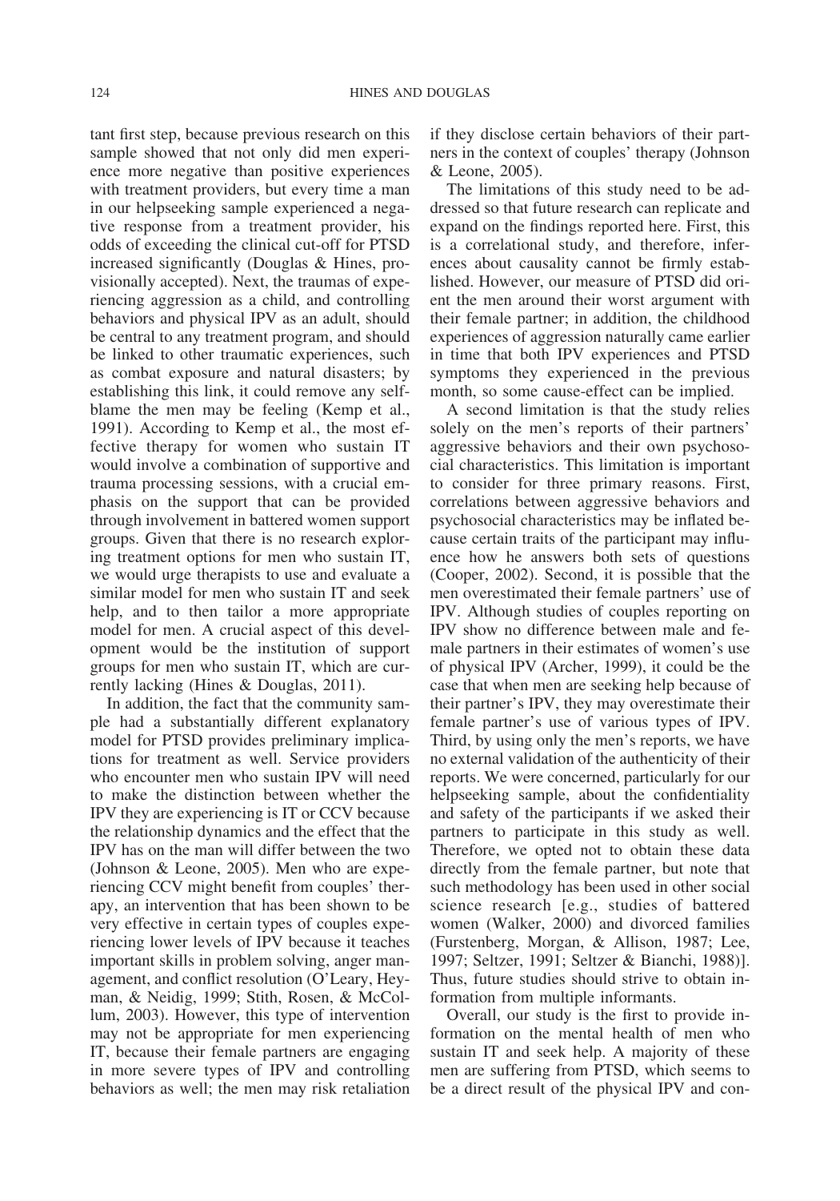tant first step, because previous research on this sample showed that not only did men experience more negative than positive experiences with treatment providers, but every time a man in our helpseeking sample experienced a negative response from a treatment provider, his odds of exceeding the clinical cut-off for PTSD increased significantly (Douglas & Hines, provisionally accepted). Next, the traumas of experiencing aggression as a child, and controlling behaviors and physical IPV as an adult, should be central to any treatment program, and should be linked to other traumatic experiences, such as combat exposure and natural disasters; by establishing this link, it could remove any self-blame the men may be feeling (Kemp et al., 1991). According to Kemp et al., the most effective therapy for women who sustain IT would involve a combination of supportive and trauma processing sessions, with a crucial emphasis on the support that can be provided through involvement in battered women support groups. Given that there is no research exploring treatment options for men who sustain IT, we would urge therapists to use and evaluate a similar model for men who sustain IT and seek help, and to then tailor a more appropriate model for men. A crucial aspect of this development would be the institution of support groups for men who sustain IT, which are currently lacking (Hines & Douglas, 2011).

In addition, the fact that the community sample had a substantially different explanatory model for PTSD provides preliminary implications for treatment as well. Service providers who encounter men who sustain IPV will need to make the distinction between whether the IPV they are experiencing is IT or CCV because the relationship dynamics and the effect that the IPV has on the man will differ between the two (Johnson & Leone, 2005). Men who are experiencing CCV might benefit from couples' therapy, an intervention that has been shown to be very effective in certain types of couples experiencing lower levels of IPV because it teaches important skills in problem solving, anger management, and conflict resolution (O'Leary, Heyman, & Neidig, 1999; Stith, Rosen, & McCollum, 2003). However, this type of intervention may not be appropriate for men experiencing IT, because their female partners are engaging in more severe types of IPV and controlling behaviors as well; the men may risk retaliation if they disclose certain behaviors of their partners in the context of couples' therapy (Johnson & Leone, 2005).

The limitations of this study need to be addressed so that future research can replicate and expand on the findings reported here. First, this is a correlational study, and therefore, inferences about causality cannot be firmly established. However, our measure of PTSD did orient the men around their worst argument with their female partner; in addition, the childhood experiences of aggression naturally came earlier in time that both IPV experiences and PTSD symptoms they experienced in the previous month, so some cause-effect can be implied.

A second limitation is that the study relies solely on the men's reports of their partners' aggressive behaviors and their own psychosocial characteristics. This limitation is important to consider for three primary reasons. First, correlations between aggressive behaviors and psychosocial characteristics may be inflated because certain traits of the participant may influence how he answers both sets of questions (Cooper, 2002). Second, it is possible that the men overestimated their female partners' use of IPV. Although studies of couples reporting on IPV show no difference between male and female partners in their estimates of women's use of physical IPV (Archer, 1999), it could be the case that when men are seeking help because of their partner's IPV, they may overestimate their female partner's use of various types of IPV. Third, by using only the men's reports, we have no external validation of the authenticity of their reports. We were concerned, particularly for our helpseeking sample, about the confidentiality and safety of the participants if we asked their partners to participate in this study as well. Therefore, we opted not to obtain these data directly from the female partner, but note that such methodology has been used in other social science research [e.g., studies of battered women (Walker, 2000) and divorced families (Furstenberg, Morgan, & Allison, 1987; Lee, 1997; Seltzer, 1991; Seltzer & Bianchi, 1988)]. Thus, future studies should strive to obtain information from multiple informants.

Overall, our study is the first to provide information on the mental health of men who sustain IT and seek help. A majority of these men are suffering from PTSD, which seems to be a direct result of the physical IPV and con-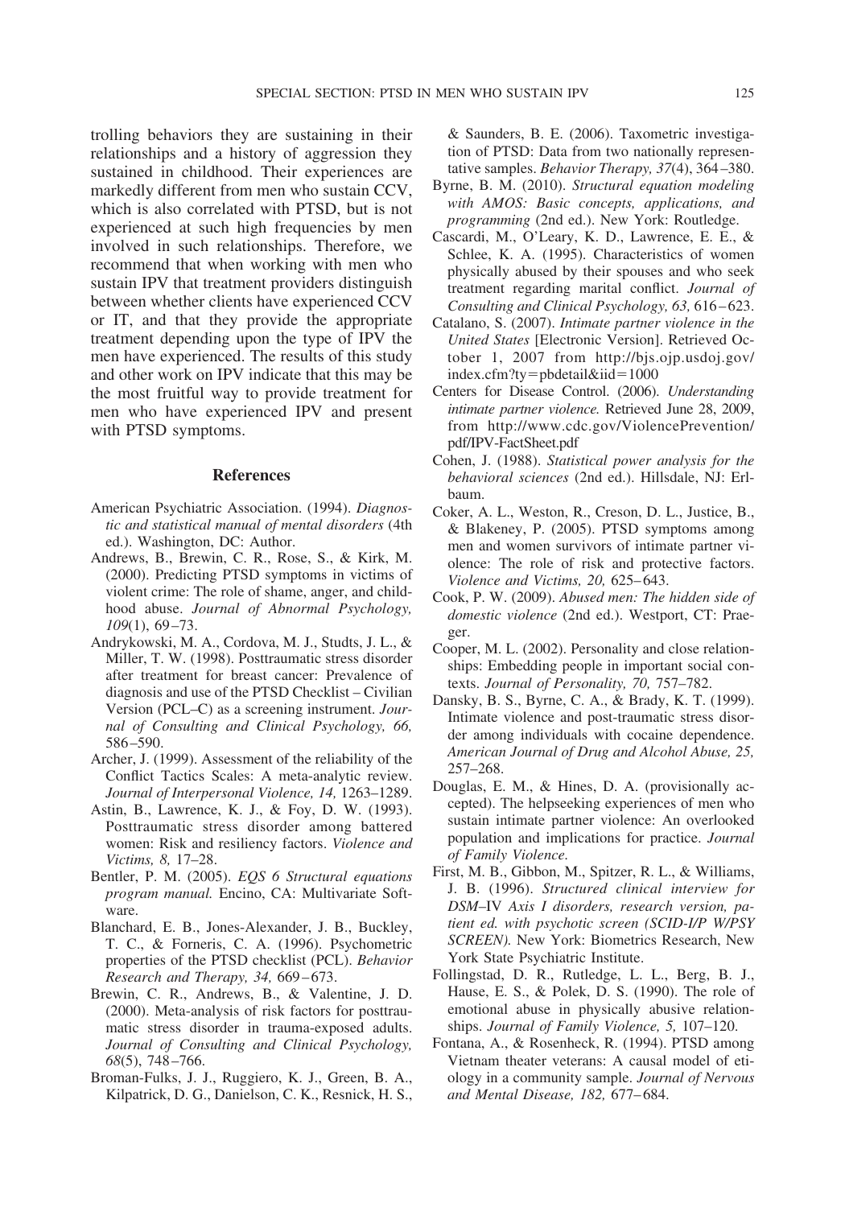trolling behaviors they are sustaining in their relationships and a history of aggression they sustained in childhood. Their experiences are markedly different from men who sustain CCV, which is also correlated with PTSD, but is not experienced at such high frequencies by men involved in such relationships. Therefore, we recommend that when working with men who sustain IPV that treatment providers distinguish between whether clients have experienced CCV or IT, and that they provide the appropriate treatment depending upon the type of IPV the men have experienced. The results of this study and other work on IPV indicate that this may be the most fruitful way to provide treatment for men who have experienced IPV and present with PTSD symptoms.

## References

American Psychiatric Association. (1994). *Diagnostic and statistical manual of mental disorders* (4th ed.). Washington, DC: Author.

Andrews, B., Brewin, C. R., Rose, S., & Kirk, M. (2000). Predicting PTSD symptoms in victims of violent crime: The role of shame, anger, and childhood abuse. *Journal of Abnormal Psychology, 109*(1), 69–73.

Andrykowski, M. A., Cordova, M. J., Studts, J. L., & Miller, T. W. (1998). Posttraumatic stress disorder after treatment for breast cancer: Prevalence of diagnosis and use of the PTSD Checklist – Civilian Version (PCL–C) as a screening instrument. *Journal of Consulting and Clinical Psychology, 66,* 586–590.

Archer, J. (1999). Assessment of the reliability of the Conflict Tactics Scales: A meta-analytic review. *Journal of Interpersonal Violence, 14,* 1263–1289.

Astin, B., Lawrence, K. J., & Foy, D. W. (1993). Posttraumatic stress disorder among battered women: Risk and resiliency factors. *Violence and Victims, 8,* 17–28.

Bentler, P. M. (2005). *EQS 6 Structural equations program manual.* Encino, CA: Multivariate Software.

Blanchard, E. B., Jones-Alexander, J. B., Buckley, T. C., & Forneris, C. A. (1996). Psychometric properties of the PTSD checklist (PCL). *Behavior Research and Therapy, 34,* 669–673.

Brewin, C. R., Andrews, B., & Valentine, J. D. (2000). Meta-analysis of risk factors for posttraumatic stress disorder in trauma-exposed adults. *Journal of Consulting and Clinical Psychology, 68*(5), 748–766.

Broman-Fulks, J. J., Ruggiero, K. J., Green, B. A., Kilpatrick, D. G., Danielson, C. K., Resnick, H. S., & Saunders, B. E. (2006). Taxometric investigation of PTSD: Data from two nationally representative samples. *Behavior Therapy, 37*(4), 364–380.

Byrne, B. M. (2010). *Structural equation modeling with AMOS: Basic concepts, applications, and programming* (2nd ed.). New York: Routledge.

Cascardi, M., O'Leary, K. D., Lawrence, E. E., & Schlee, K. A. (1995). Characteristics of women physically abused by their spouses and who seek treatment regarding marital conflict. *Journal of Consulting and Clinical Psychology, 63,* 616–623.

Catalano, S. (2007). *Intimate partner violence in the United States* [Electronic Version]. Retrieved October 1, 2007 from http://bjs.ojp.usdoj.gov/index.cfm?ty=pbdetail&iid=1000

Centers for Disease Control. (2006). *Understanding intimate partner violence.* Retrieved June 28, 2009, from http://www.cdc.gov/ViolencePrevention/pdf/IPV-FactSheet.pdf

Cohen, J. (1988). *Statistical power analysis for the behavioral sciences* (2nd ed.). Hillsdale, NJ: Erlbaum.

Coker, A. L., Weston, R., Creson, D. L., Justice, B., & Blakeney, P. (2005). PTSD symptoms among men and women survivors of intimate partner violence: The role of risk and protective factors. *Violence and Victims, 20,* 625–643.

Cook, P. W. (2009). *Abused men: The hidden side of domestic violence* (2nd ed.). Westport, CT: Praeger.

Cooper, M. L. (2002). Personality and close relationships: Embedding people in important social contexts. *Journal of Personality, 70,* 757–782.

Dansky, B. S., Byrne, C. A., & Brady, K. T. (1999). Intimate violence and post-traumatic stress disorder among individuals with cocaine dependence. *American Journal of Drug and Alcohol Abuse, 25,* 257–268.

Douglas, E. M., & Hines, D. A. (provisionally accepted). The helpseeking experiences of men who sustain intimate partner violence: An overlooked population and implications for practice. *Journal of Family Violence.*

First, M. B., Gibbon, M., Spitzer, R. L., & Williams, J. B. (1996). *Structured clinical interview for DSM–IV Axis I disorders, research version, patient ed. with psychotic screen (SCID-I/P W/PSY SCREEN).* New York: Biometrics Research, New York State Psychiatric Institute.

Follingstad, D. R., Rutledge, L. L., Berg, B. J., Hause, E. S., & Polek, D. S. (1990). The role of emotional abuse in physically abusive relationships. *Journal of Family Violence, 5,* 107–120.

Fontana, A., & Rosenheck, R. (1994). PTSD among Vietnam theater veterans: A causal model of etiology in a community sample. *Journal of Nervous and Mental Disease, 182,* 677–684.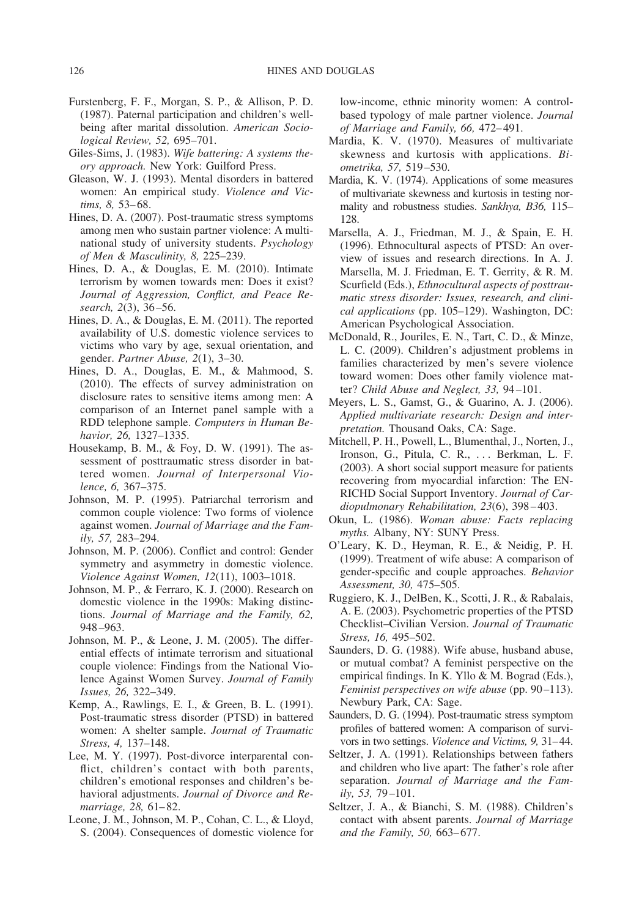Furstenberg, F. F., Morgan, S. P., & Allison, P. D. (1987). Paternal participation and children's well-being after marital dissolution. *American Sociological Review, 52,* 695–701.

Giles-Sims, J. (1983). *Wife battering: A systems theory approach.* New York: Guilford Press.

Gleason, W. J. (1993). Mental disorders in battered women: An empirical study. *Violence and Victims, 8,* 53–68.

Hines, D. A. (2007). Post-traumatic stress symptoms among men who sustain partner violence: A multinational study of university students. *Psychology of Men & Masculinity, 8,* 225–239.

Hines, D. A., & Douglas, E. M. (2010). Intimate terrorism by women towards men: Does it exist? *Journal of Aggression, Conflict, and Peace Research, 2*(3), 36–56.

Hines, D. A., & Douglas, E. M. (2011). The reported availability of U.S. domestic violence services to victims who vary by age, sexual orientation, and gender. *Partner Abuse, 2*(1), 3–30.

Hines, D. A., Douglas, E. M., & Mahmood, S. (2010). The effects of survey administration on disclosure rates to sensitive items among men: A comparison of an Internet panel sample with a RDD telephone sample. *Computers in Human Behavior, 26,* 1327–1335.

Housekamp, B. M., & Foy, D. W. (1991). The assessment of posttraumatic stress disorder in battered women. *Journal of Interpersonal Violence, 6,* 367–375.

Johnson, M. P. (1995). Patriarchal terrorism and common couple violence: Two forms of violence against women. *Journal of Marriage and the Family, 57,* 283–294.

Johnson, M. P. (2006). Conflict and control: Gender symmetry and asymmetry in domestic violence. *Violence Against Women, 12*(11), 1003–1018.

Johnson, M. P., & Ferraro, K. J. (2000). Research on domestic violence in the 1990s: Making distinctions. *Journal of Marriage and the Family, 62,* 948–963.

Johnson, M. P., & Leone, J. M. (2005). The differential effects of intimate terrorism and situational couple violence: Findings from the National Violence Against Women Survey. *Journal of Family Issues, 26,* 322–349.

Kemp, A., Rawlings, E. I., & Green, B. L. (1991). Post-traumatic stress disorder (PTSD) in battered women: A shelter sample. *Journal of Traumatic Stress, 4,* 137–148.

Lee, M. Y. (1997). Post-divorce interparental conflict, children's contact with both parents, children's emotional responses and children's behavioral adjustments. *Journal of Divorce and Remarriage, 28,* 61–82.

Leone, J. M., Johnson, M. P., Cohan, C. L., & Lloyd, S. (2004). Consequences of domestic violence for low-income, ethnic minority women: A control-based typology of male partner violence. *Journal of Marriage and Family, 66,* 472–491.

Mardia, K. V. (1970). Measures of multivariate skewness and kurtosis with applications. *Biometrika, 57,* 519–530.

Mardia, K. V. (1974). Applications of some measures of multivariate skewness and kurtosis in testing normality and robustness studies. *Sankhya, B36,* 115–128.

Marsella, A. J., Friedman, M. J., & Spain, E. H. (1996). Ethnocultural aspects of PTSD: An overview of issues and research directions. In A. J. Marsella, M. J. Friedman, E. T. Gerrity, & R. M. Scurfield (Eds.), *Ethnocultural aspects of posttraumatic stress disorder: Issues, research, and clinical applications* (pp. 105–129). Washington, DC: American Psychological Association.

McDonald, R., Jouriles, E. N., Tart, C. D., & Minze, L. C. (2009). Children's adjustment problems in families characterized by men's severe violence toward women: Does other family violence matter? *Child Abuse and Neglect, 33,* 94–101.

Meyers, L. S., Gamst, G., & Guarino, A. J. (2006). *Applied multivariate research: Design and interpretation.* Thousand Oaks, CA: Sage.

Mitchell, P. H., Powell, L., Blumenthal, J., Norten, J., Ironson, G., Pitula, C. R., . . . Berkman, L. F. (2003). A short social support measure for patients recovering from myocardial infarction: The ENRICHD Social Support Inventory. *Journal of Cardiopulmonary Rehabilitation, 23*(6), 398–403.

Okun, L. (1986). *Woman abuse: Facts replacing myths.* Albany, NY: SUNY Press.

O'Leary, K. D., Heyman, R. E., & Neidig, P. H. (1999). Treatment of wife abuse: A comparison of gender-specific and couple approaches. *Behavior Assessment, 30,* 475–505.

Ruggiero, K. J., DelBen, K., Scotti, J. R., & Rabalais, A. E. (2003). Psychometric properties of the PTSD Checklist–Civilian Version. *Journal of Traumatic Stress, 16,* 495–502.

Saunders, D. G. (1988). Wife abuse, husband abuse, or mutual combat? A feminist perspective on the empirical findings. In K. Yllo & M. Bograd (Eds.), *Feminist perspectives on wife abuse* (pp. 90–113). Newbury Park, CA: Sage.

Saunders, D. G. (1994). Post-traumatic stress symptom profiles of battered women: A comparison of survivors in two settings. *Violence and Victims, 9,* 31–44.

Seltzer, J. A. (1991). Relationships between fathers and children who live apart: The father's role after separation. *Journal of Marriage and the Family, 53,* 79–101.

Seltzer, J. A., & Bianchi, S. M. (1988). Children's contact with absent parents. *Journal of Marriage and the Family, 50,* 663–677.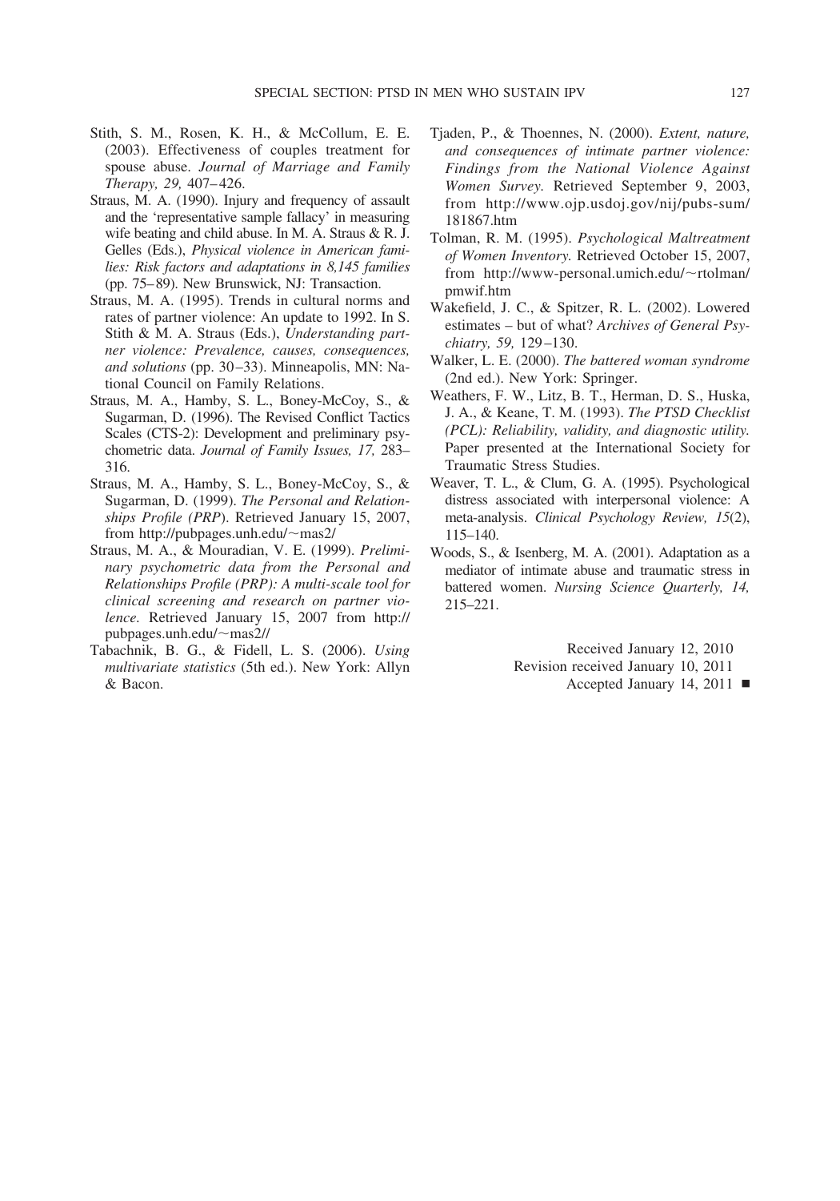Stith, S. M., Rosen, K. H., & McCollum, E. E. (2003). Effectiveness of couples treatment for spouse abuse. *Journal of Marriage and Family Therapy, 29,* 407–426.

Straus, M. A. (1990). Injury and frequency of assault and the 'representative sample fallacy' in measuring wife beating and child abuse. In M. A. Straus & R. J. Gelles (Eds.), *Physical violence in American families: Risk factors and adaptations in 8,145 families* (pp. 75–89). New Brunswick, NJ: Transaction.

Straus, M. A. (1995). Trends in cultural norms and rates of partner violence: An update to 1992. In S. Stith & M. A. Straus (Eds.), *Understanding partner violence: Prevalence, causes, consequences, and solutions* (pp. 30–33). Minneapolis, MN: National Council on Family Relations.

Straus, M. A., Hamby, S. L., Boney-McCoy, S., & Sugarman, D. (1996). The Revised Conflict Tactics Scales (CTS-2): Development and preliminary psychometric data. *Journal of Family Issues, 17,* 283–316.

Straus, M. A., Hamby, S. L., Boney-McCoy, S., & Sugarman, D. (1999). *The Personal and Relationships Profile (PRP)*. Retrieved January 15, 2007, from http://pubpages.unh.edu/~mas2/

Straus, M. A., & Mouradian, V. E. (1999). *Preliminary psychometric data from the Personal and Relationships Profile (PRP): A multi-scale tool for clinical screening and research on partner violence.* Retrieved January 15, 2007 from http://pubpages.unh.edu/~mas2//

Tabachnik, B. G., & Fidell, L. S. (2006). *Using multivariate statistics* (5th ed.). New York: Allyn & Bacon.

Tjaden, P., & Thoennes, N. (2000). *Extent, nature, and consequences of intimate partner violence: Findings from the National Violence Against Women Survey.* Retrieved September 9, 2003, from http://www.ojp.usdoj.gov/nij/pubs-sum/181867.htm

Tolman, R. M. (1995). *Psychological Maltreatment of Women Inventory.* Retrieved October 15, 2007, from http://www-personal.umich.edu/~rtolman/pmwif.htm

Wakefield, J. C., & Spitzer, R. L. (2002). Lowered estimates – but of what? *Archives of General Psychiatry, 59,* 129–130.

Walker, L. E. (2000). *The battered woman syndrome* (2nd ed.). New York: Springer.

Weathers, F. W., Litz, B. T., Herman, D. S., Huska, J. A., & Keane, T. M. (1993). *The PTSD Checklist (PCL): Reliability, validity, and diagnostic utility.* Paper presented at the International Society for Traumatic Stress Studies.

Weaver, T. L., & Clum, G. A. (1995). Psychological distress associated with interpersonal violence: A meta-analysis. *Clinical Psychology Review, 15*(2), 115–140.

Woods, S., & Isenberg, M. A. (2001). Adaptation as a mediator of intimate abuse and traumatic stress in battered women. *Nursing Science Quarterly, 14,* 215–221.

Received January 12, 2010
Revision received January 10, 2011
Accepted January 14, 2011 ■